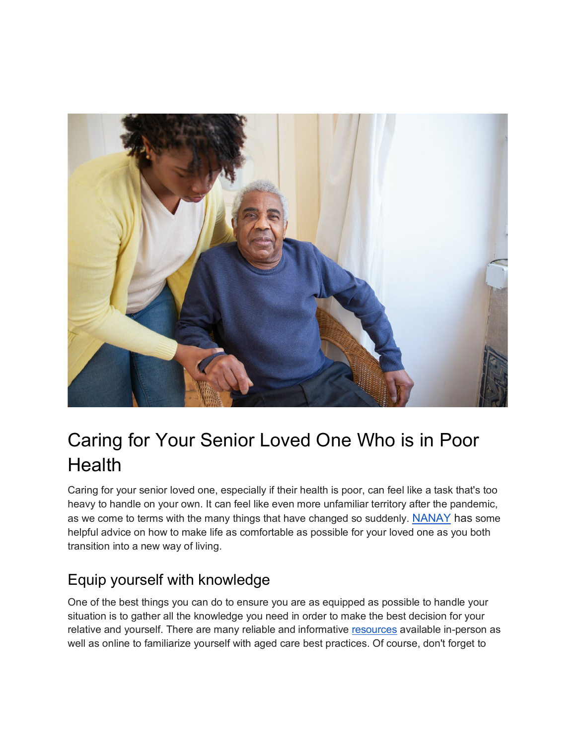# Caring for Your Senior Loved One Who is in Poor Health

Caring for your senior loved one, especially if their health is poor, can feel like a task that's too heavy to handle on your own. It can feel like even more unfamiliar territory after the pandemic, as we come to terms with the many things that have changed so suddenly. NANAY has some helpful advice on how to make life as comfortable as possible for your loved one as you both transition into a new way of living.

## Equip yourself with knowledge

One of the best things you can do to ensure you are as equipped as possible to handle your situation is to gather all the knowledge you need in order to make the best decision for your relative and yourself. There are many reliable and informative resources available in-person as well as online to familiarize yourself with aged care best practices. Of course, don't forget to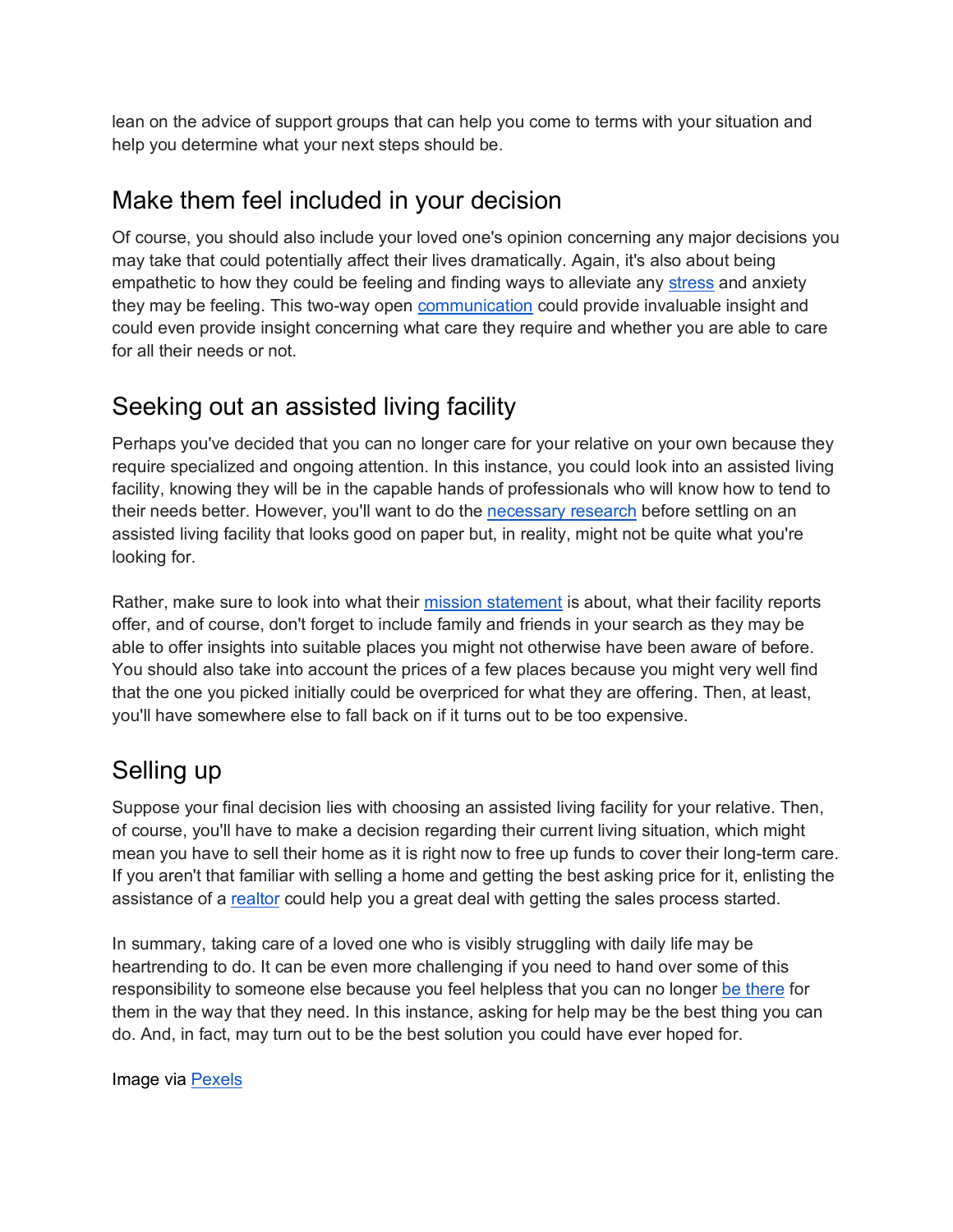lean on the advice of support groups that can help you come to terms with your situation and help you determine what your next steps should be.

## Make them feel included in your decision

Of course, you should also include your loved one's opinion concerning any major decisions you may take that could potentially affect their lives dramatically. Again, it's also about being empathetic to how they could be feeling and finding ways to alleviate any [stress](#) and anxiety they may be feeling. This two-way open [communication](#) could provide invaluable insight and could even provide insight concerning what care they require and whether you are able to care for all their needs or not.

## Seeking out an assisted living facility

Perhaps you've decided that you can no longer care for your relative on your own because they require specialized and ongoing attention. In this instance, you could look into an assisted living facility, knowing they will be in the capable hands of professionals who will know how to tend to their needs better. However, you'll want to do the [necessary research](#) before settling on an assisted living facility that looks good on paper but, in reality, might not be quite what you're looking for.

Rather, make sure to look into what their [mission statement](#) is about, what their facility reports offer, and of course, don't forget to include family and friends in your search as they may be able to offer insights into suitable places you might not otherwise have been aware of before. You should also take into account the prices of a few places because you might very well find that the one you picked initially could be overpriced for what they are offering. Then, at least, you'll have somewhere else to fall back on if it turns out to be too expensive.

## Selling up

Suppose your final decision lies with choosing an assisted living facility for your relative. Then, of course, you'll have to make a decision regarding their current living situation, which might mean you have to sell their home as it is right now to free up funds to cover their long-term care. If you aren't that familiar with selling a home and getting the best asking price for it, enlisting the assistance of a [realtor](#) could help you a great deal with getting the sales process started.

In summary, taking care of a loved one who is visibly struggling with daily life may be heartrending to do. It can be even more challenging if you need to hand over some of this responsibility to someone else because you feel helpless that you can no longer [be there](#) for them in the way that they need. In this instance, asking for help may be the best thing you can do. And, in fact, may turn out to be the best solution you could have ever hoped for.

Image via [Pexels](#)